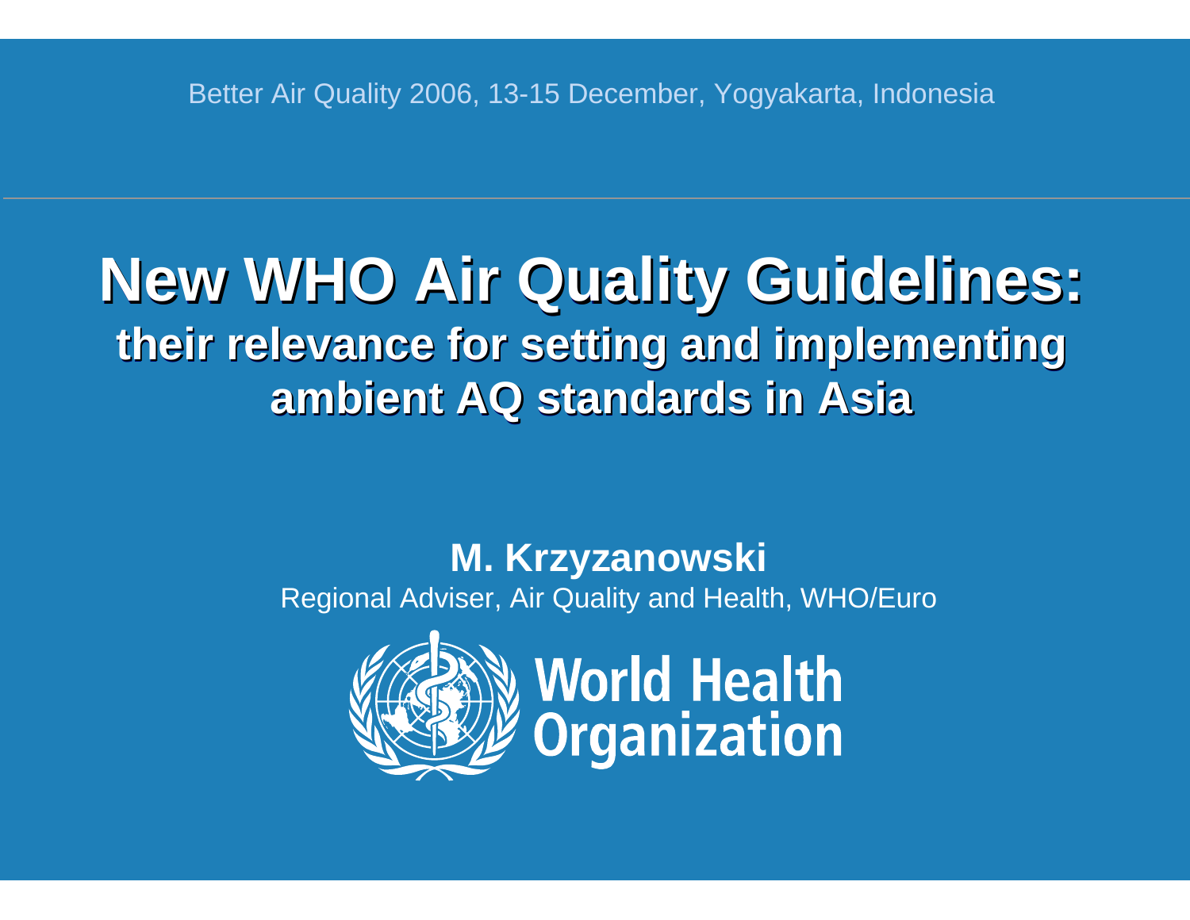Better Air Quality 2006, 13-15 December, Yogyakarta, Indonesia

# New WHO Air Quality Guidelines:

## their relevance for setting and implementing ambient AQ standards in Asia

**M. Krzyzanowski**

Regional Adviser, Air Quality and Health, WHO/Euro

World Health Organization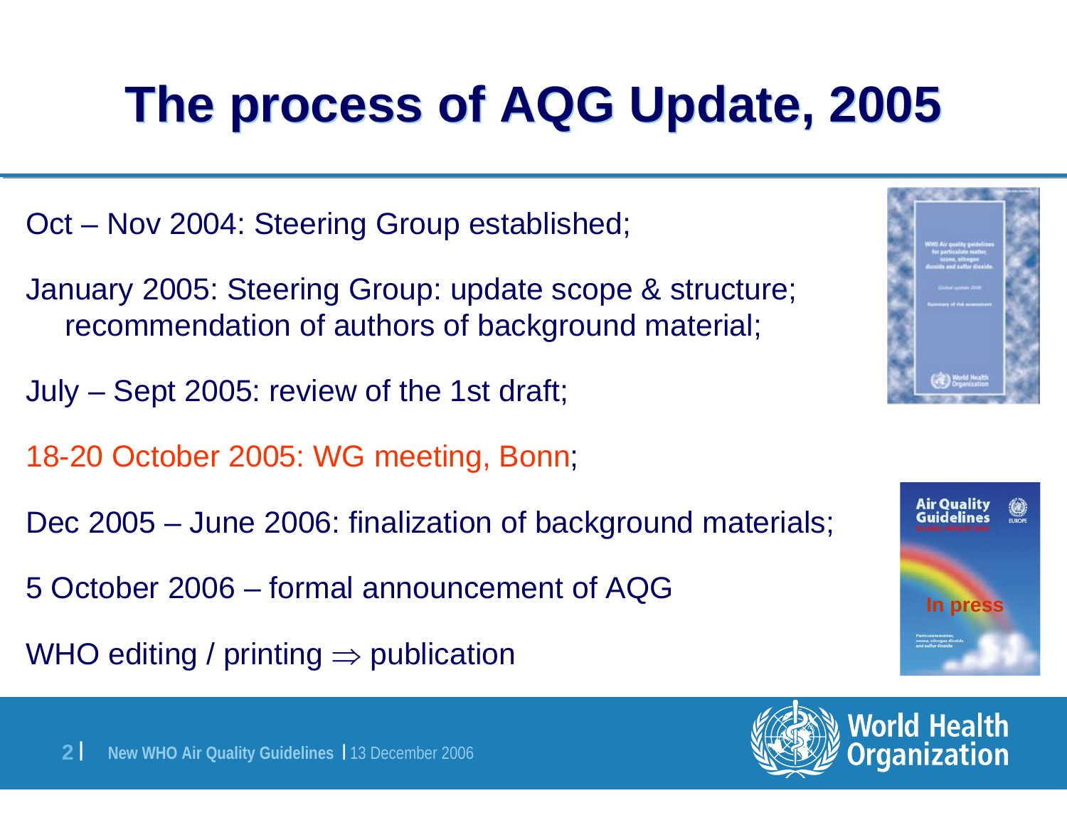# The process of AQG Update, 2005

Oct – Nov 2004: Steering Group established;

January 2005: Steering Group: update scope & structure; recommendation of authors of background material;

July – Sept 2005: review of the 1st draft;

18-20 October 2005: WG meeting, Bonn;

Dec 2005 – June 2006: finalization of background materials;

5 October 2006 – formal announcement of AQG

WHO editing / printing ⇒ publication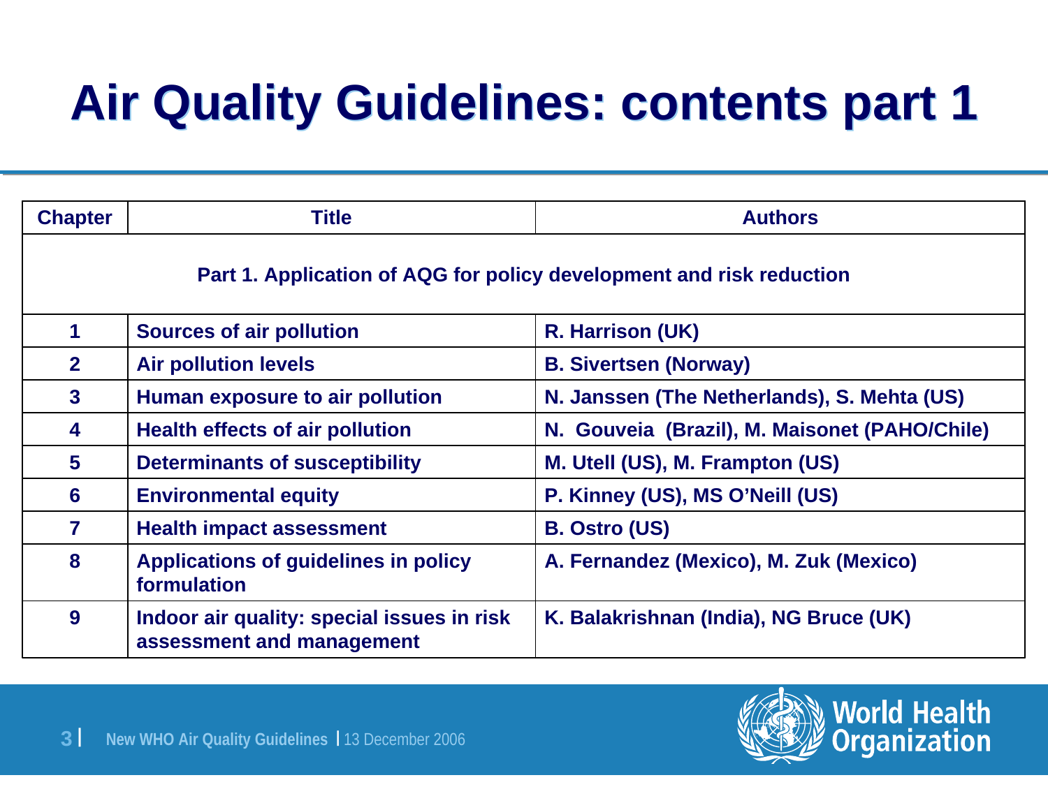# Air Quality Guidelines: contents part 1

| Chapter | Title | Authors |
|---|---|---|
| **Part 1. Application of AQG for policy development and risk reduction** | | |
| 1 | Sources of air pollution | R. Harrison (UK) |
| 2 | Air pollution levels | B. Sivertsen (Norway) |
| 3 | Human exposure to air pollution | N. Janssen (The Netherlands), S. Mehta (US) |
| 4 | Health effects of air pollution | N. Gouveia (Brazil), M. Maisonet (PAHO/Chile) |
| 5 | Determinants of susceptibility | M. Utell (US), M. Frampton (US) |
| 6 | Environmental equity | P. Kinney (US), MS O'Neill (US) |
| 7 | Health impact assessment | B. Ostro (US) |
| 8 | Applications of guidelines in policy formulation | A. Fernandez (Mexico), M. Zuk (Mexico) |
| 9 | Indoor air quality: special issues in risk assessment and management | K. Balakrishnan (India), NG Bruce (UK) |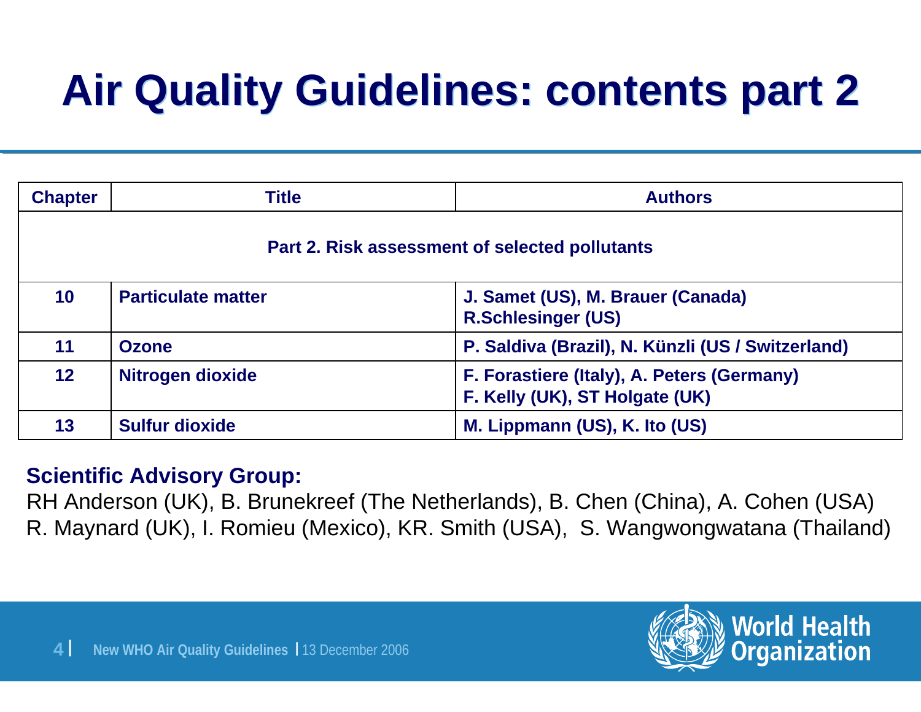# Air Quality Guidelines: contents part 2

| Chapter | Title | Authors |
|---|---|---|
| **Part 2. Risk assessment of selected pollutants** | | |
| 10 | Particulate matter | J. Samet (US), M. Brauer (Canada) R.Schlesinger (US) |
| 11 | Ozone | P. Saldiva (Brazil), N. Künzli (US / Switzerland) |
| 12 | Nitrogen dioxide | F. Forastiere (Italy), A. Peters (Germany) F. Kelly (UK), ST Holgate (UK) |
| 13 | Sulfur dioxide | M. Lippmann (US), K. Ito (US) |

**Scientific Advisory Group:**

RH Anderson (UK), B. Brunekreef (The Netherlands), B. Chen (China), A. Cohen (USA) R. Maynard (UK), I. Romieu (Mexico), KR. Smith (USA), S. Wangwongwatana (Thailand)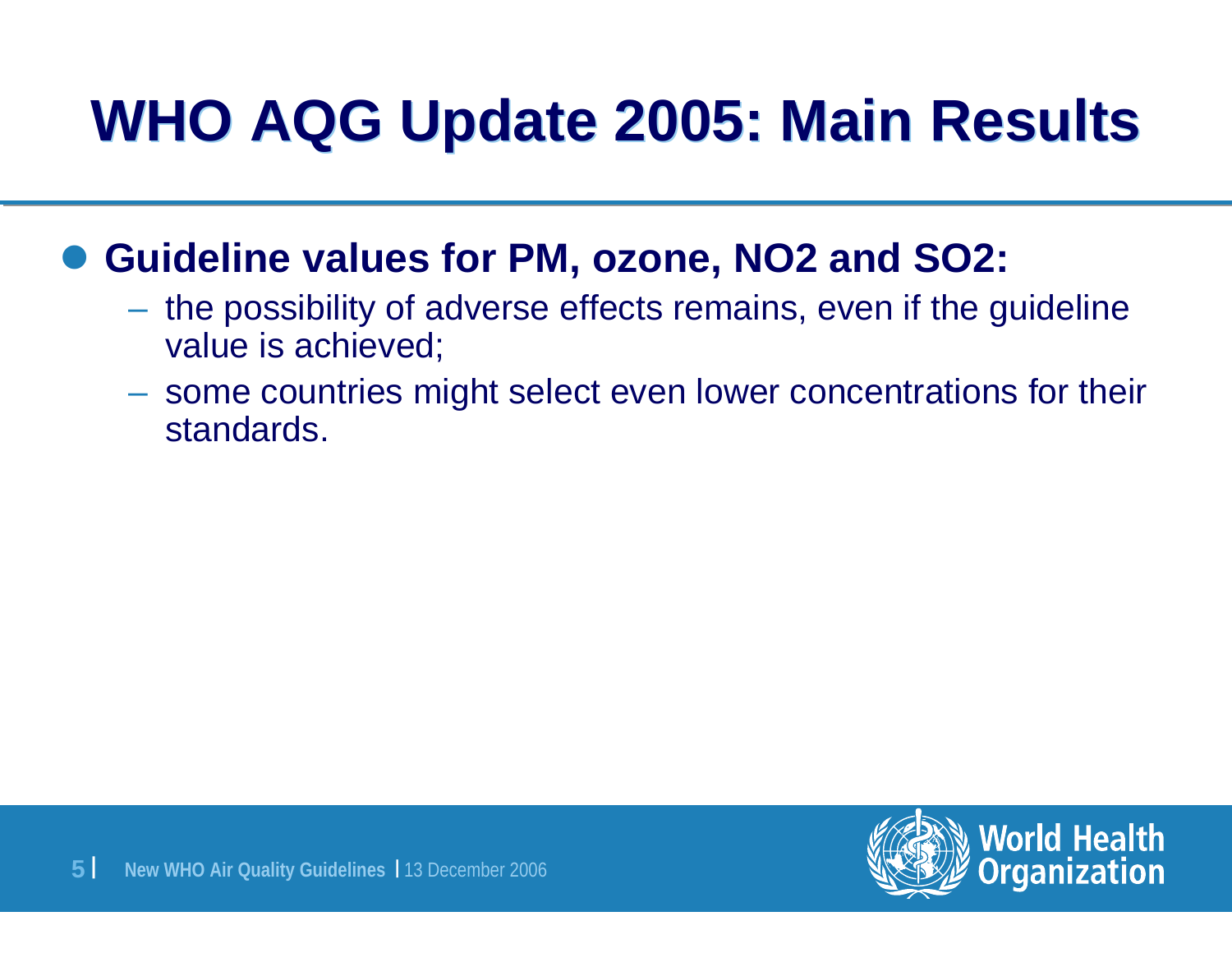# WHO AQG Update 2005: Main Results

- **Guideline values for PM, ozone, NO2 and SO2:**
  - the possibility of adverse effects remains, even if the guideline value is achieved;
  - some countries might select even lower concentrations for their standards.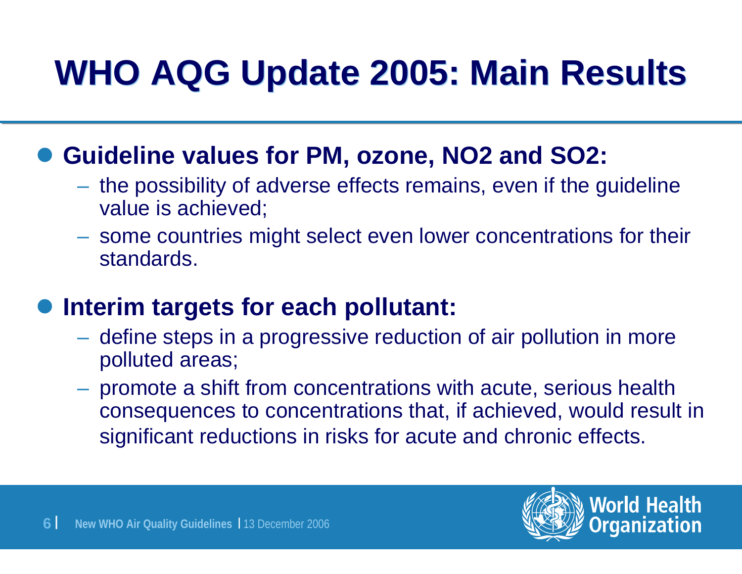# WHO AQG Update 2005: Main Results

- **Guideline values for PM, ozone, NO2 and SO2:**
  - the possibility of adverse effects remains, even if the guideline value is achieved;
  - some countries might select even lower concentrations for their standards.

- **Interim targets for each pollutant:**
  - define steps in a progressive reduction of air pollution in more polluted areas;
  - promote a shift from concentrations with acute, serious health consequences to concentrations that, if achieved, would result in significant reductions in risks for acute and chronic effects.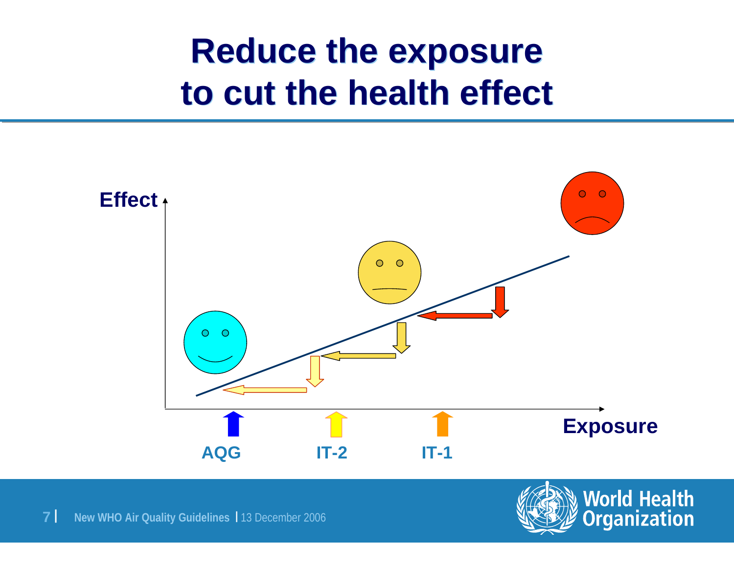# Reduce the exposure to cut the health effect

Effect

Exposure

AQG

IT-2

IT-1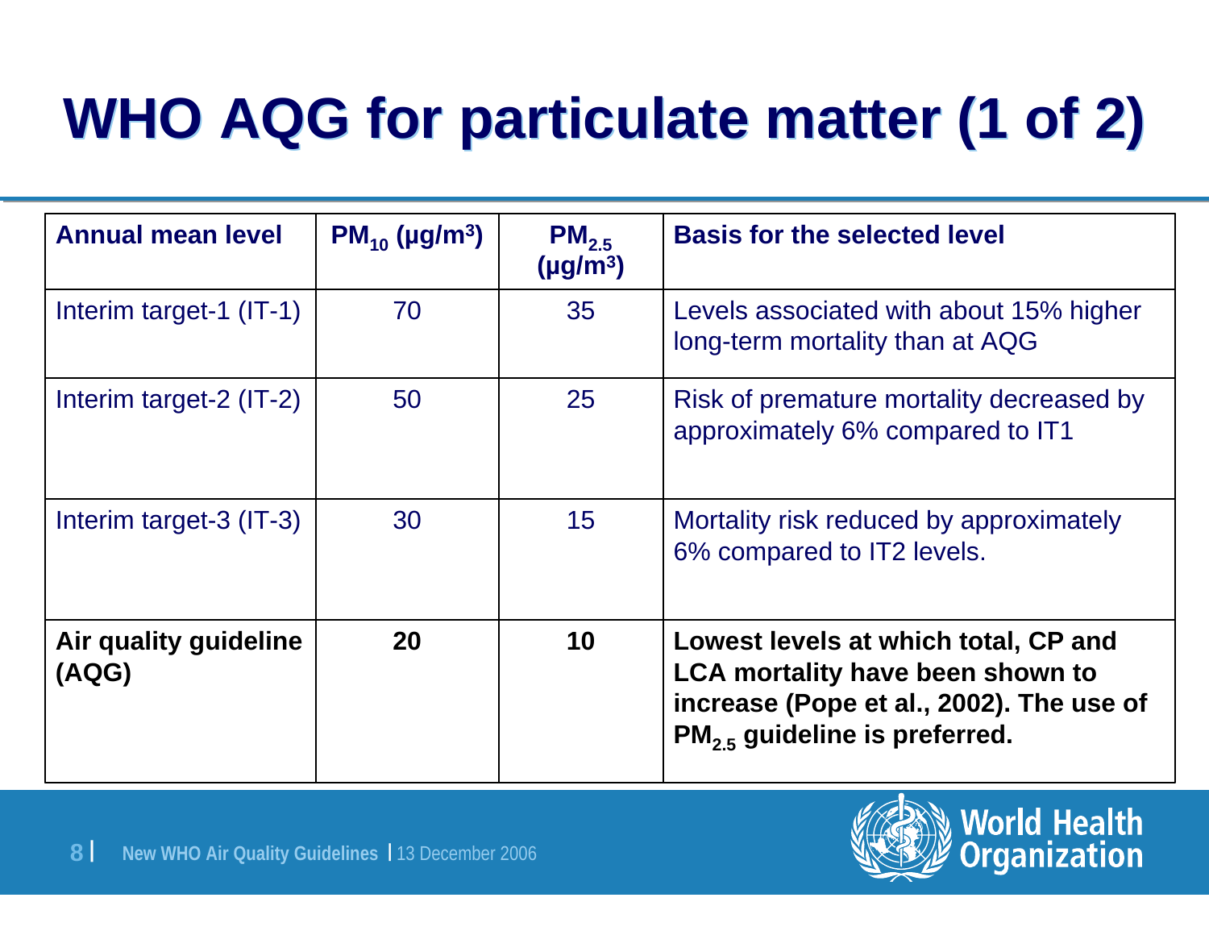# WHO AQG for particulate matter (1 of 2)

| **Annual mean level** | **$PM_{10}$ (μg/m³)** | **$PM_{2.5}$ (μg/m³)** | **Basis for the selected level** |
|---|---|---|---|
| Interim target-1 (IT-1) | 70 | 35 | Levels associated with about 15% higher long-term mortality than at AQG |
| Interim target-2 (IT-2) | 50 | 25 | Risk of premature mortality decreased by approximately 6% compared to IT1 |
| Interim target-3 (IT-3) | 30 | 15 | Mortality risk reduced by approximately 6% compared to IT2 levels. |
| **Air quality guideline (AQG)** | **20** | **10** | **Lowest levels at which total, CP and LCA mortality have been shown to increase (Pope et al., 2002). The use of $PM_{2.5}$ guideline is preferred.** |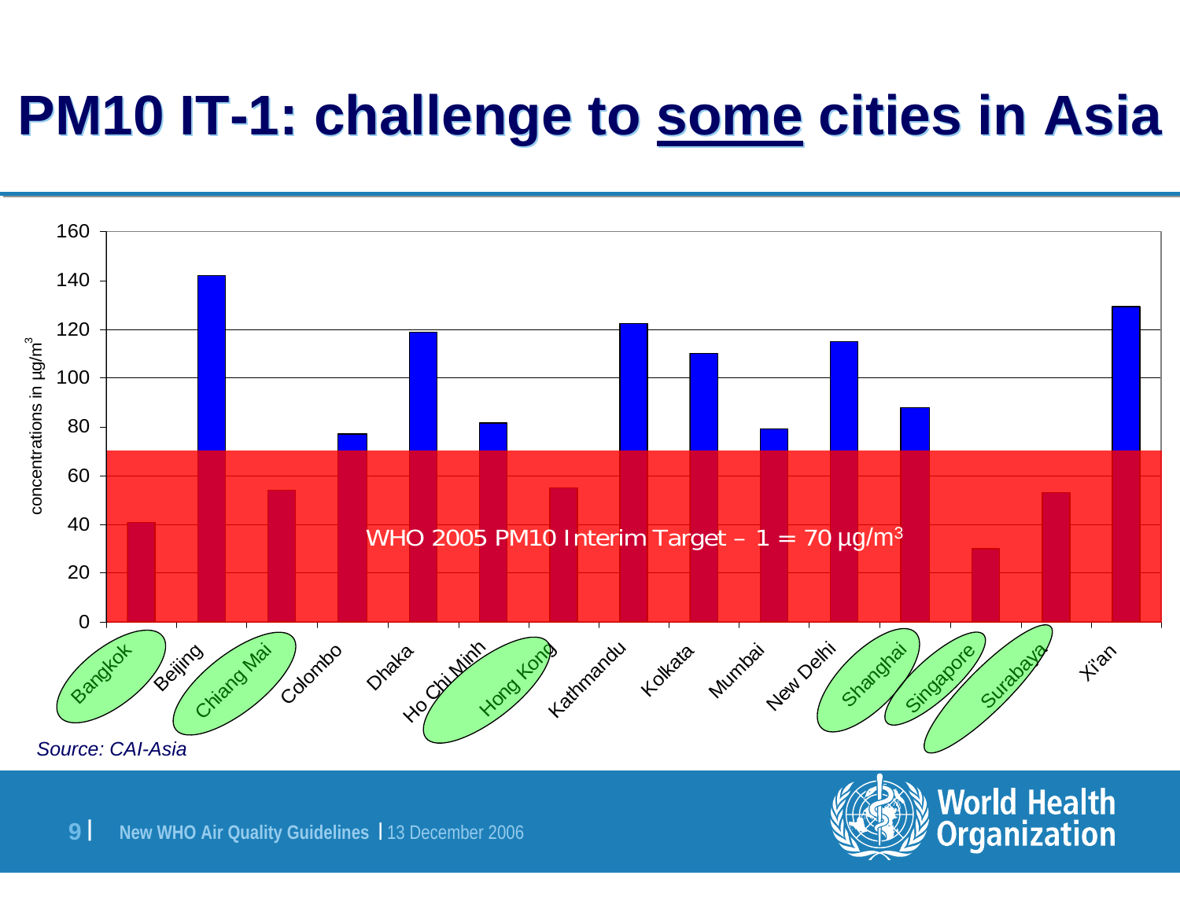# PM10 IT-1: challenge to some cities in Asia

concentrations in μg/m[3]

WHO 2005 PM10 Interim Target – 1 = 70 μg/m[3]

Bangkok, Beijing, Chiang Mai, Colombo, Dhaka, Ho Chi Minh, Hong Kong, Kathmandu, Kolkata, Mumbai, New Delhi, Shanghai, Singapore, Surabaya, Xi'an

*Source: CAI-Asia*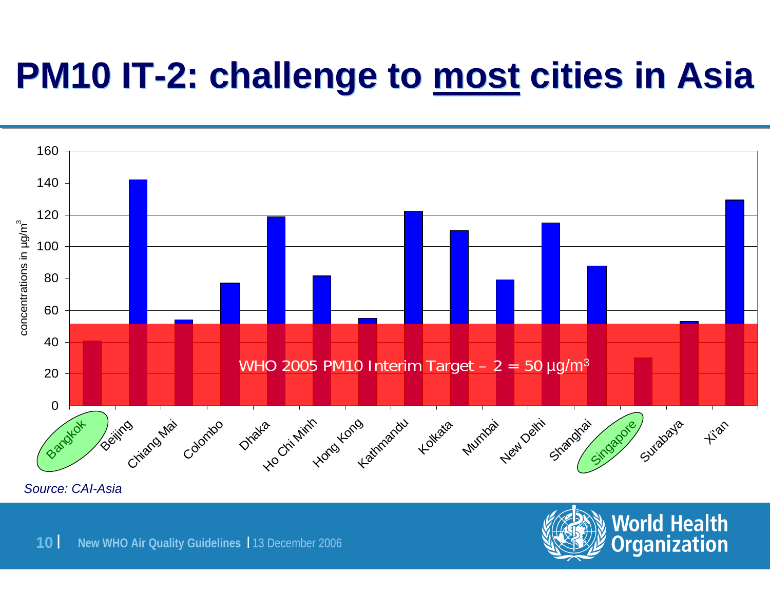# PM10 IT-2: challenge to most cities in Asia

concentrations in µg/m³

WHO 2005 PM10 Interim Target – 2 = 50 µg/m³

Bangkok, Beijing, Chiang Mai, Colombo, Dhaka, Ho Chi Minh, Hong Kong, Kathmandu, Kolkata, Mumbai, New Delhi, Shanghai, Singapore, Surabaya, Xi'an

*Source: CAI-Asia*

New WHO Air Quality Guidelines | 13 December 2006

World Health Organization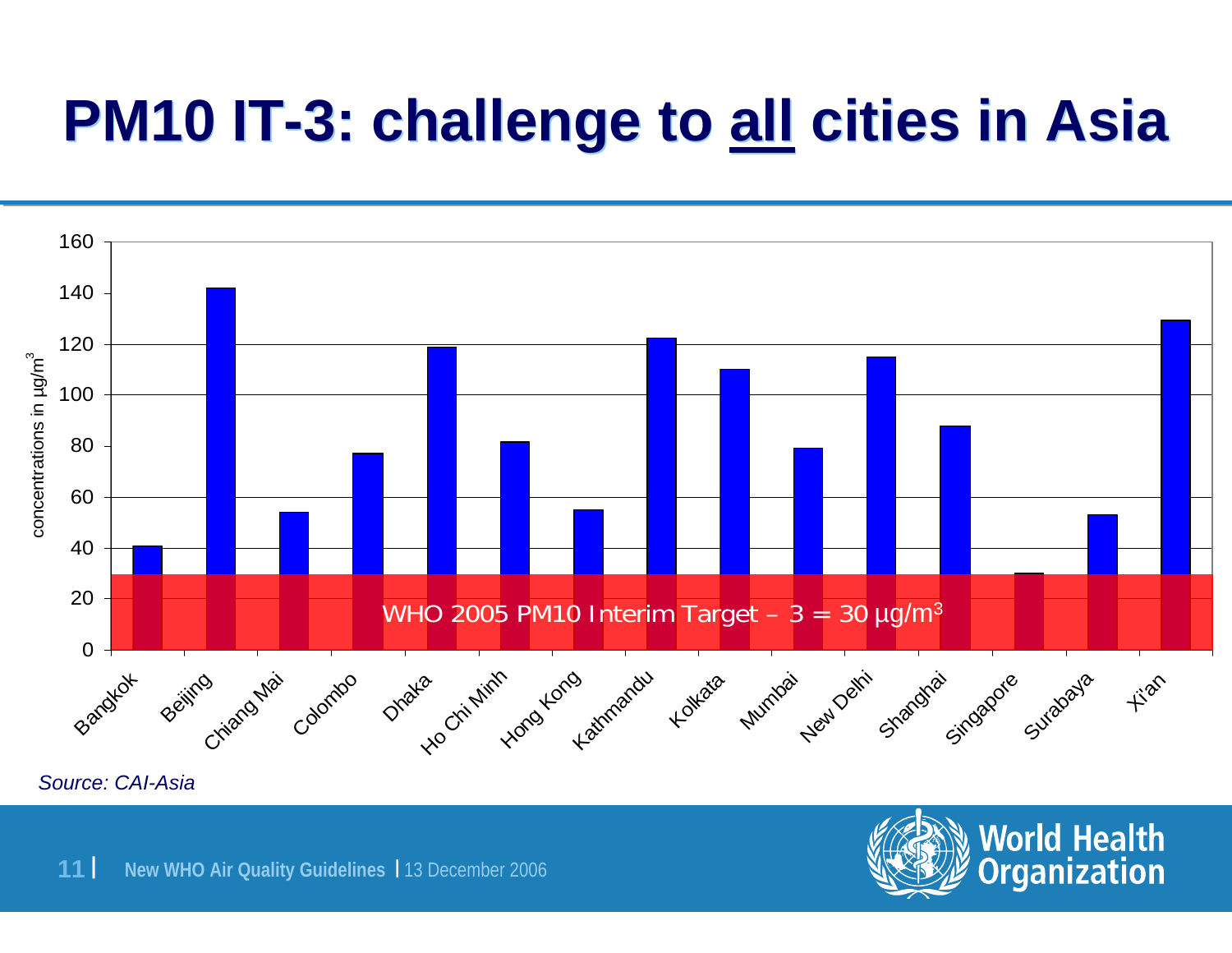# PM10 IT-3: challenge to all cities in Asia

| City | PM10 concentration (µg/m³) |
|---|---|
| Bangkok | 41 |
| Beijing | 142 |
| Chiang Mai | 54 |
| Colombo | 77 |
| Dhaka | 119 |
| Ho Chi Minh | 82 |
| Hong Kong | 55 |
| Kathmandu | 122 |
| Kolkata | 110 |
| Mumbai | 79 |
| New Delhi | 115 |
| Shanghai | 88 |
| Singapore | 30 |
| Surabaya | 53 |
| Xi'an | 129 |

concentrations in µg/m³

WHO 2005 PM10 Interim Target – 3 = 30 µg/m³

*Source: CAI-Asia*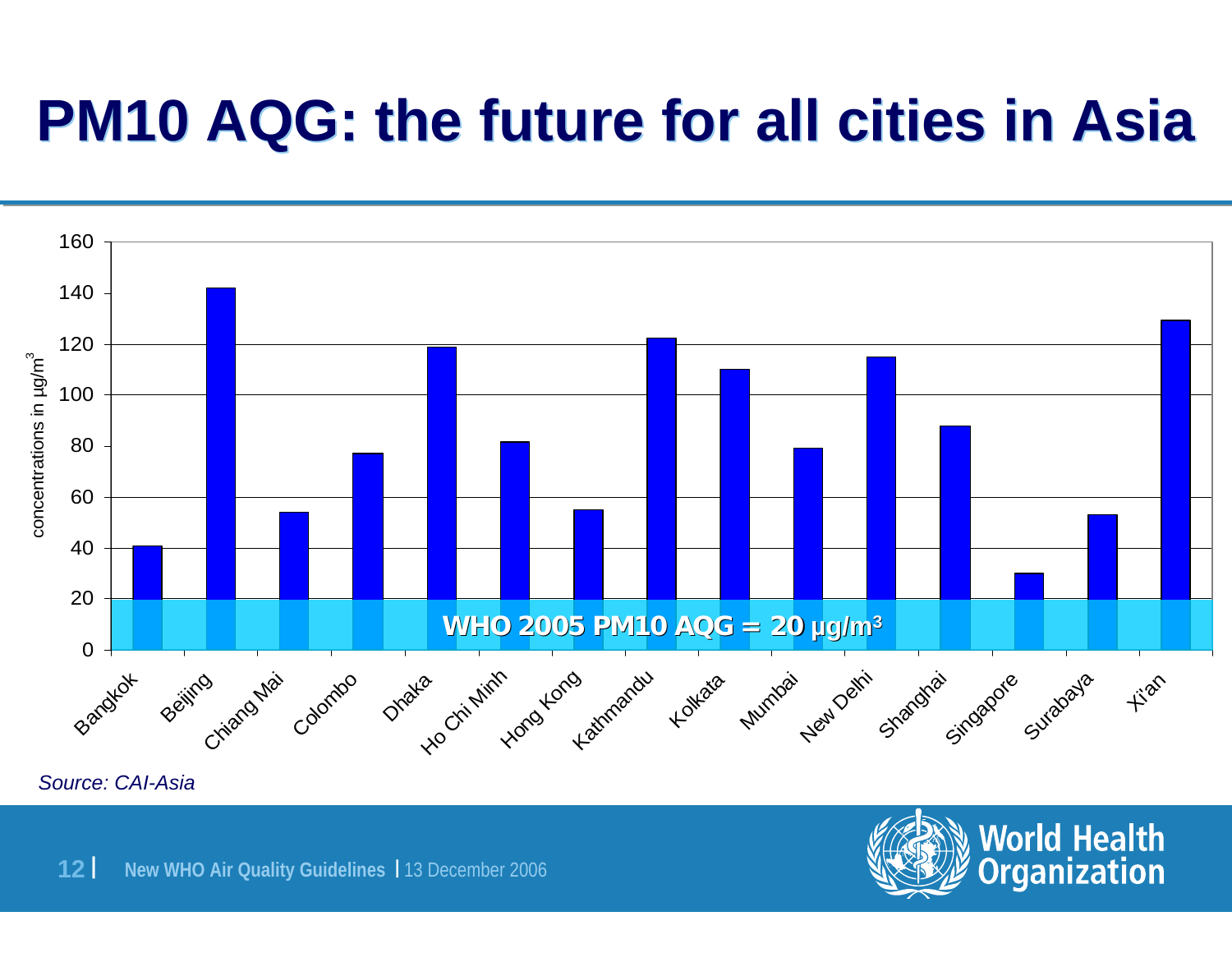# PM10 AQG: the future for all cities in Asia

concentrations in μg/m³

| City | Concentration (approx.) |
|---|---|
| Bangkok | 41 |
| Beijing | 142 |
| Chiang Mai | 54 |
| Colombo | 77 |
| Dhaka | 119 |
| Ho Chi Minh | 82 |
| Hong Kong | 55 |
| Kathmandu | 122 |
| Kolkata | 110 |
| Mumbai | 79 |
| New Delhi | 115 |
| Shanghai | 88 |
| Singapore | 30 |
| Surabaya | 53 |
| Xi'an | 129 |

WHO 2005 PM10 AQG = 20 μg/m³

*Source: CAI-Asia*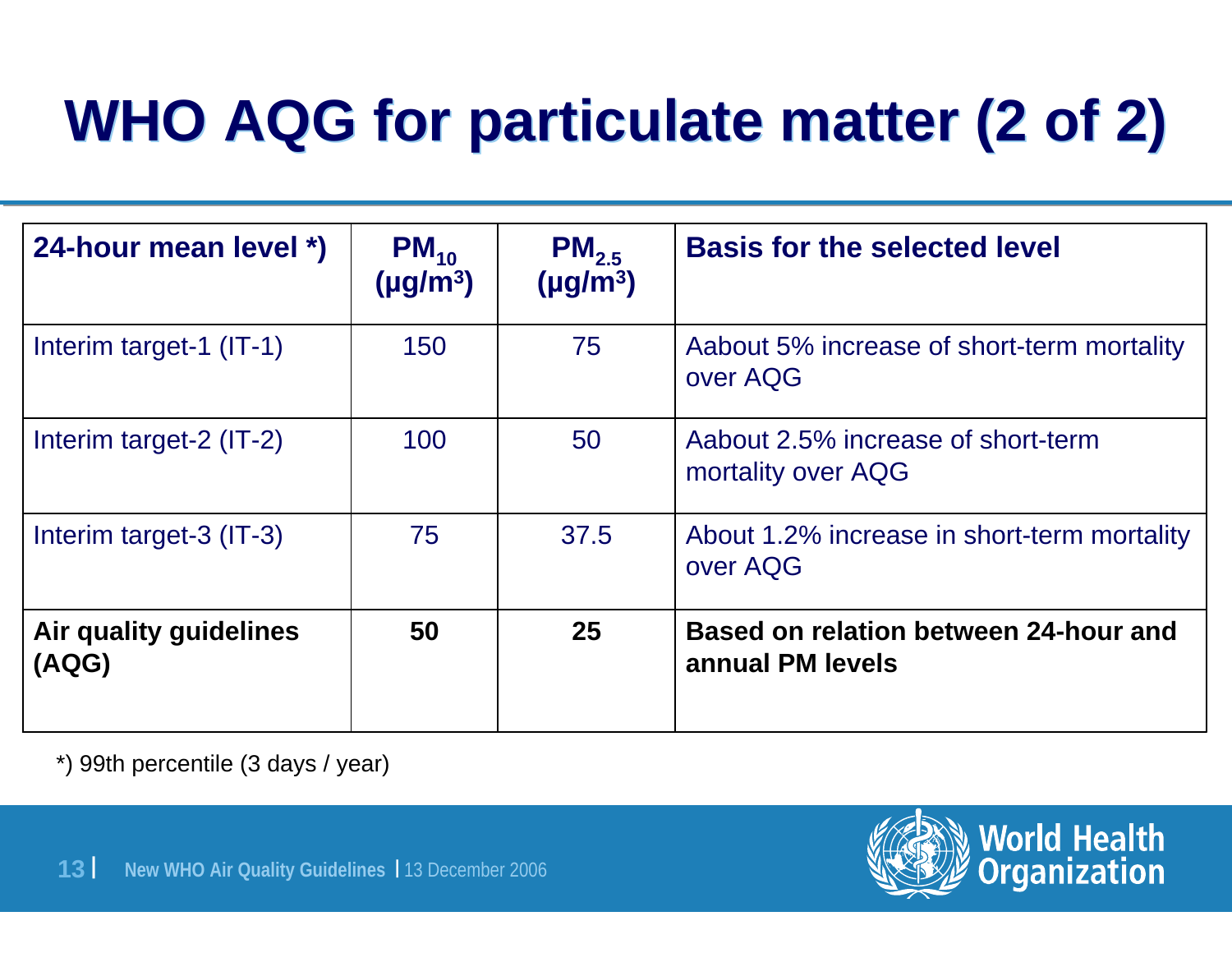# WHO AQG for particulate matter (2 of 2)

| 24-hour mean level *) | $PM_{10}$ (μg/m³) | $PM_{2.5}$ (μg/m³) | Basis for the selected level |
|---|---|---|---|
| Interim target-1 (IT-1) | 150 | 75 | Aabout 5% increase of short-term mortality over AQG |
| Interim target-2 (IT-2) | 100 | 50 | Aabout 2.5% increase of short-term mortality over AQG |
| Interim target-3 (IT-3) | 75 | 37.5 | About 1.2% increase in short-term mortality over AQG |
| **Air quality guidelines (AQG)** | **50** | **25** | **Based on relation between 24-hour and annual PM levels** |

*) 99th percentile (3 days / year)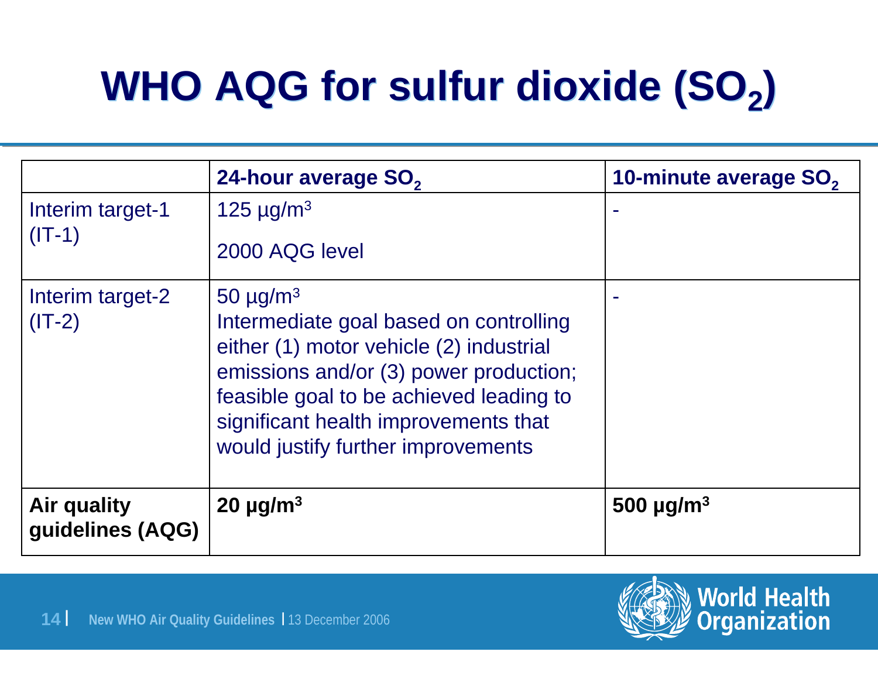# WHO AQG for sulfur dioxide ($SO_2$)

| | **24-hour average $SO_2$** | **10-minute average $SO_2$** |
|---|---|---|
| Interim target-1 (IT-1) | 125 µg/m$^3$<br>2000 AQG level | - |
| Interim target-2 (IT-2) | 50 µg/m$^3$<br>Intermediate goal based on controlling either (1) motor vehicle (2) industrial emissions and/or (3) power production; feasible goal to be achieved leading to significant health improvements that would justify further improvements | - |
| **Air quality guidelines (AQG)** | **20 µg/m$^3$** | **500 µg/m$^3$** |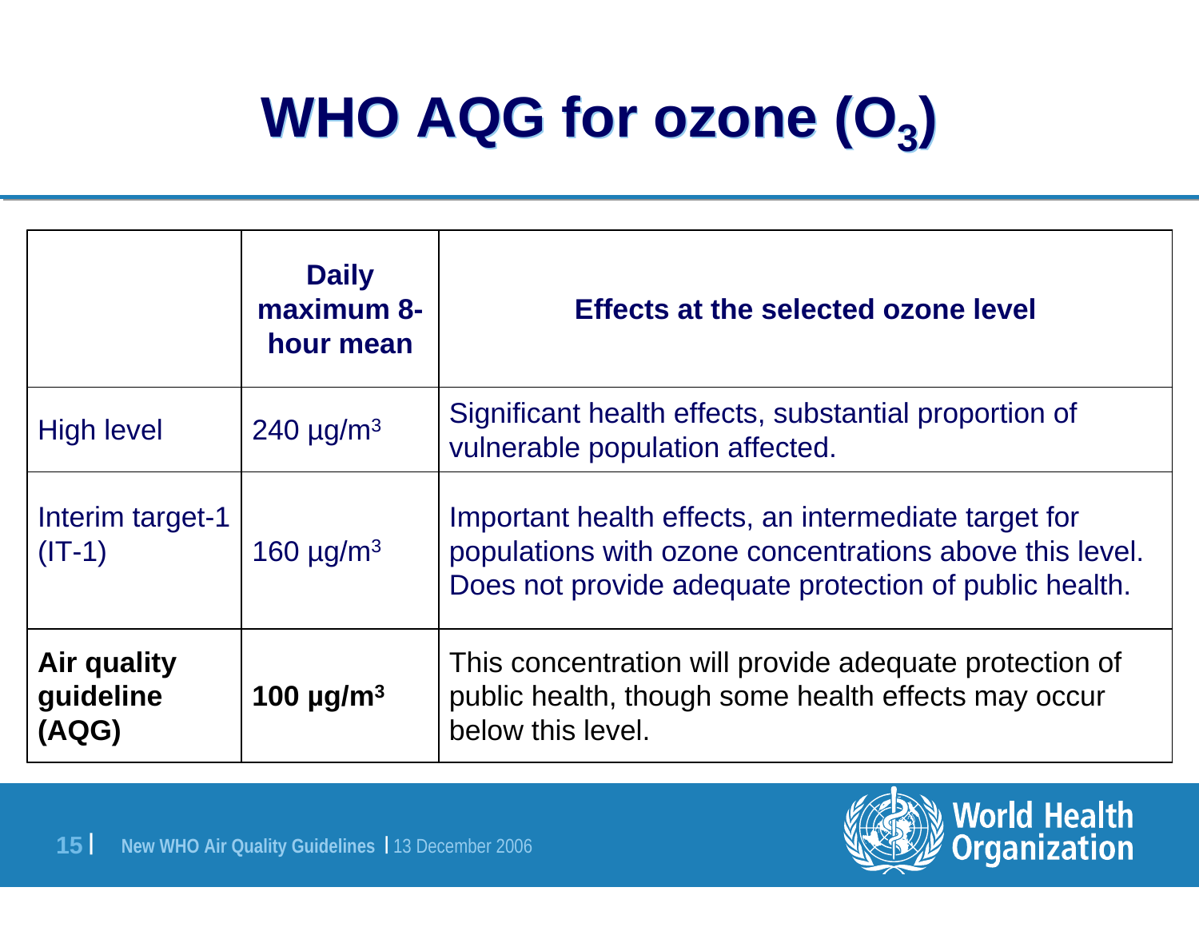# WHO AQG for ozone ($O_3$)

| | Daily maximum 8-hour mean | Effects at the selected ozone level |
|---|---|---|
| High level | 240 µg/m³ | Significant health effects, substantial proportion of vulnerable population affected. |
| Interim target-1 (IT-1) | 160 µg/m³ | Important health effects, an intermediate target for populations with ozone concentrations above this level. Does not provide adequate protection of public health. |
| **Air quality guideline (AQG)** | **100 µg/m³** | This concentration will provide adequate protection of public health, though some health effects may occur below this level. |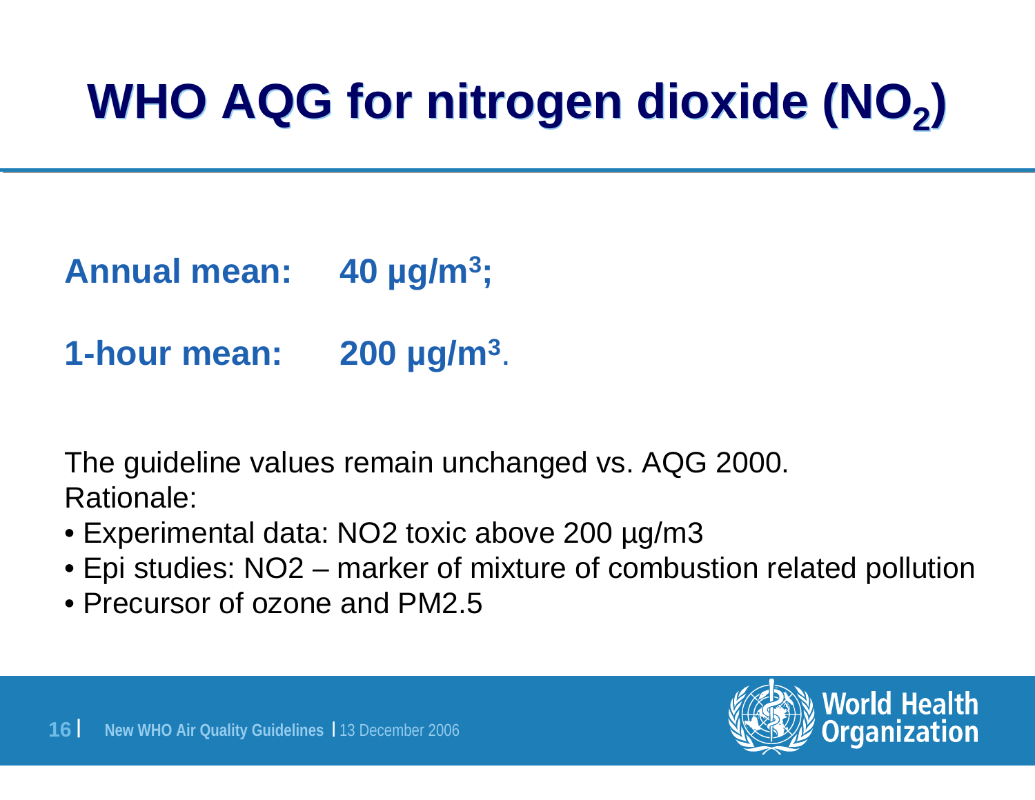# WHO AQG for nitrogen dioxide ($NO_2$)

**Annual mean: 40 µg/$m^3$;**

**1-hour mean: 200 µg/$m^3$.**

The guideline values remain unchanged vs. AQG 2000.
Rationale:

- Experimental data: NO2 toxic above 200 µg/m3
- Epi studies: NO2 – marker of mixture of combustion related pollution
- Precursor of ozone and PM2.5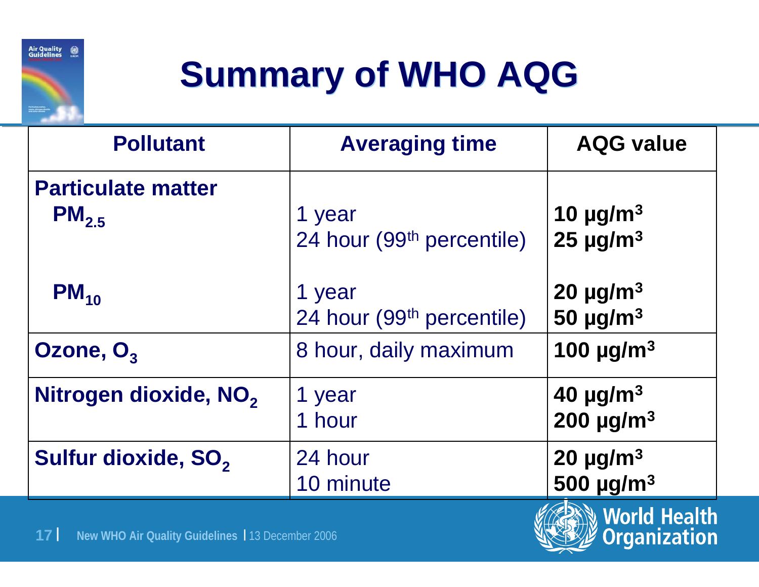# Summary of WHO AQG

| Pollutant | Averaging time | AQG value |
|---|---|---|
| **Particulate matter** | | |
| **$PM_{2.5}$** | 1 year<br>24 hour (99th percentile) | **10 μg/m$^3$**<br>**25 μg/m$^3$** |
| **$PM_{10}$** | 1 year<br>24 hour (99th percentile) | **20 μg/m$^3$**<br>**50 μg/m$^3$** |
| **Ozone, $O_3$** | 8 hour, daily maximum | **100 μg/m$^3$** |
| **Nitrogen dioxide, $NO_2$** | 1 year<br>1 hour | **40 μg/m$^3$**<br>**200 μg/m$^3$** |
| **Sulfur dioxide, $SO_2$** | 24 hour<br>10 minute | **20 μg/m$^3$**<br>**500 μg/m$^3$** |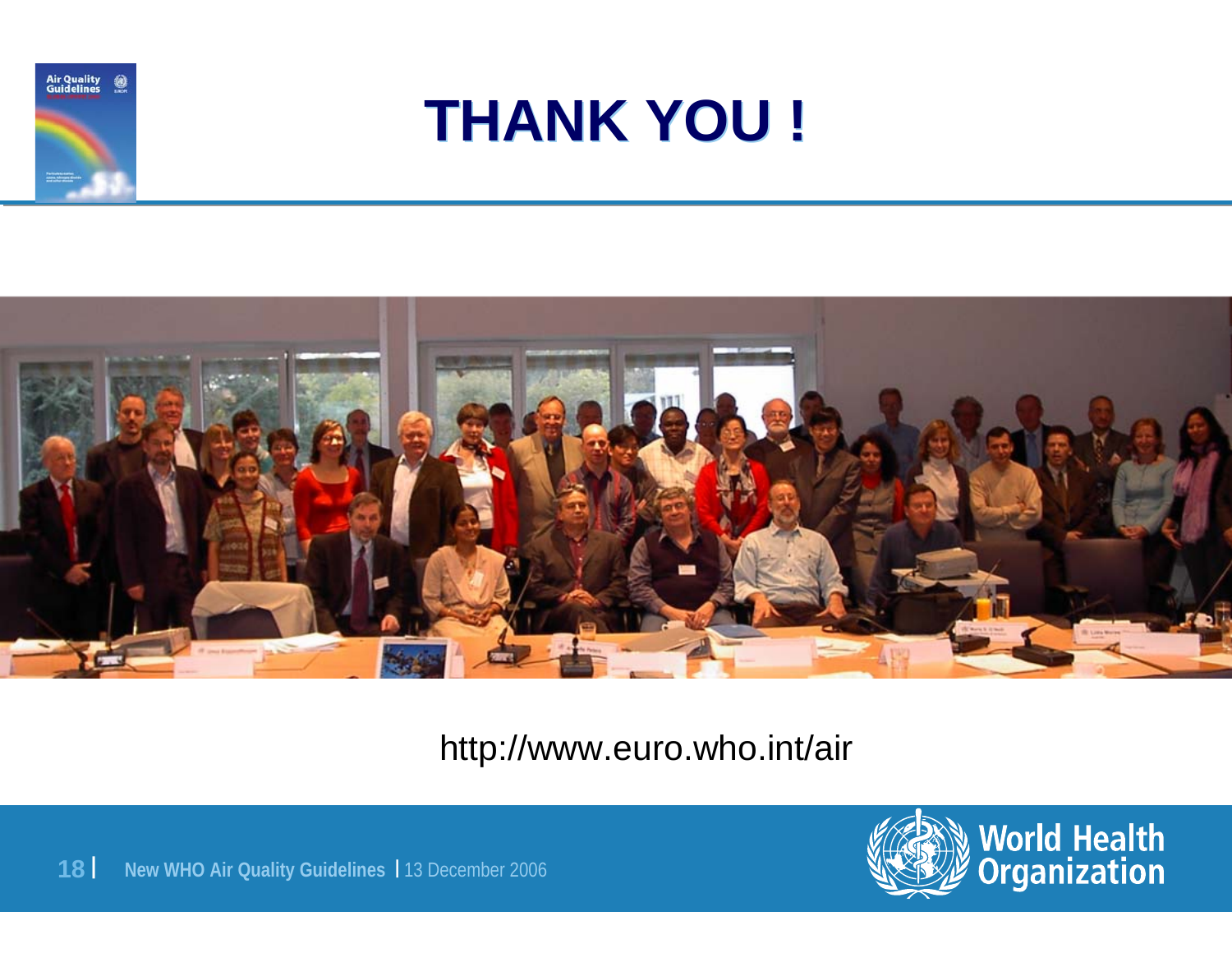# THANK YOU !

http://www.euro.who.int/air